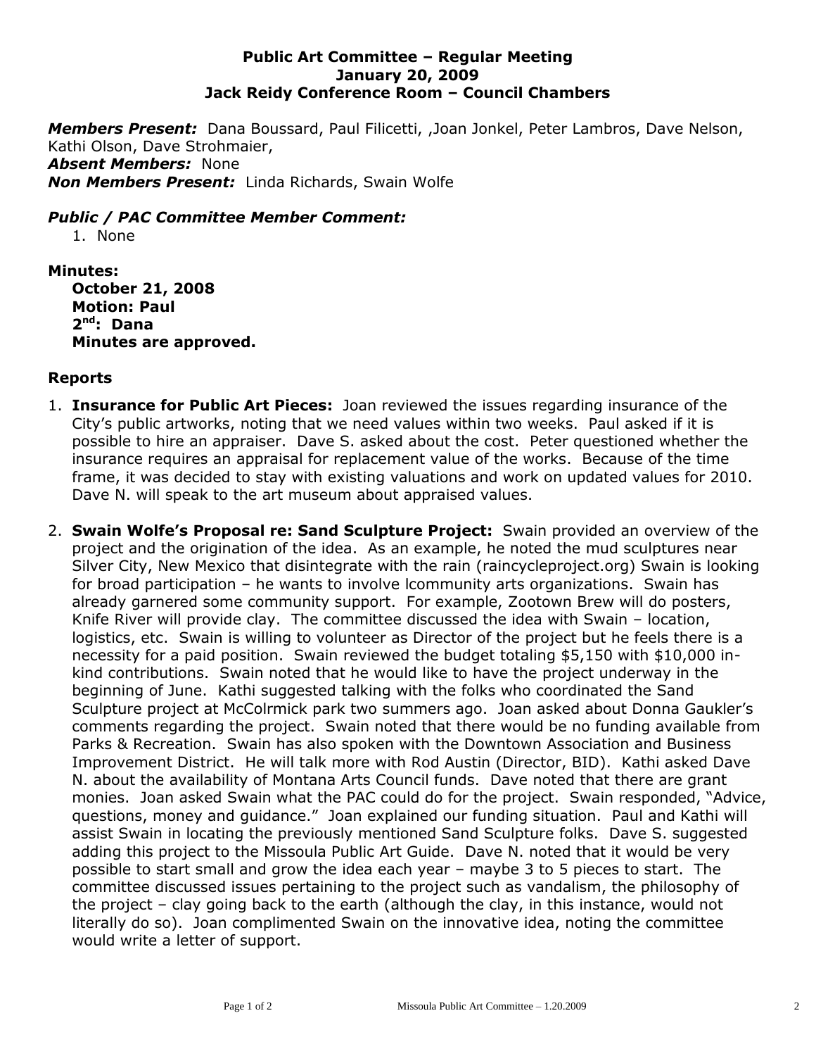**Public Art Committee – Regular Meeting**
**January 20, 2009**
**Jack Reidy Conference Room – Council Chambers**

***Members Present:*** Dana Boussard, Paul Filicetti, ,Joan Jonkel, Peter Lambros, Dave Nelson, Kathi Olson, Dave Strohmaier,
***Absent Members:*** None
***Non Members Present:*** Linda Richards, Swain Wolfe

### *Public / PAC Committee Member Comment:*

1. None

**Minutes:**
**October 21, 2008**
**Motion: Paul**
**2nd: Dana**
**Minutes are approved.**

### Reports

1. **Insurance for Public Art Pieces:** Joan reviewed the issues regarding insurance of the City's public artworks, noting that we need values within two weeks. Paul asked if it is possible to hire an appraiser. Dave S. asked about the cost. Peter questioned whether the insurance requires an appraisal for replacement value of the works. Because of the time frame, it was decided to stay with existing valuations and work on updated values for 2010. Dave N. will speak to the art museum about appraised values.

2. **Swain Wolfe's Proposal re: Sand Sculpture Project:** Swain provided an overview of the project and the origination of the idea. As an example, he noted the mud sculptures near Silver City, New Mexico that disintegrate with the rain (raincycleproject.org) Swain is looking for broad participation – he wants to involve lcommunity arts organizations. Swain has already garnered some community support. For example, Zootown Brew will do posters, Knife River will provide clay. The committee discussed the idea with Swain – location, logistics, etc. Swain is willing to volunteer as Director of the project but he feels there is a necessity for a paid position. Swain reviewed the budget totaling $5,150 with $10,000 in-kind contributions. Swain noted that he would like to have the project underway in the beginning of June. Kathi suggested talking with the folks who coordinated the Sand Sculpture project at McColrmick park two summers ago. Joan asked about Donna Gaukler's comments regarding the project. Swain noted that there would be no funding available from Parks & Recreation. Swain has also spoken with the Downtown Association and Business Improvement District. He will talk more with Rod Austin (Director, BID). Kathi asked Dave N. about the availability of Montana Arts Council funds. Dave noted that there are grant monies. Joan asked Swain what the PAC could do for the project. Swain responded, "Advice, questions, money and guidance." Joan explained our funding situation. Paul and Kathi will assist Swain in locating the previously mentioned Sand Sculpture folks. Dave S. suggested adding this project to the Missoula Public Art Guide. Dave N. noted that it would be very possible to start small and grow the idea each year – maybe 3 to 5 pieces to start. The committee discussed issues pertaining to the project such as vandalism, the philosophy of the project – clay going back to the earth (although the clay, in this instance, would not literally do so). Joan complimented Swain on the innovative idea, noting the committee would write a letter of support.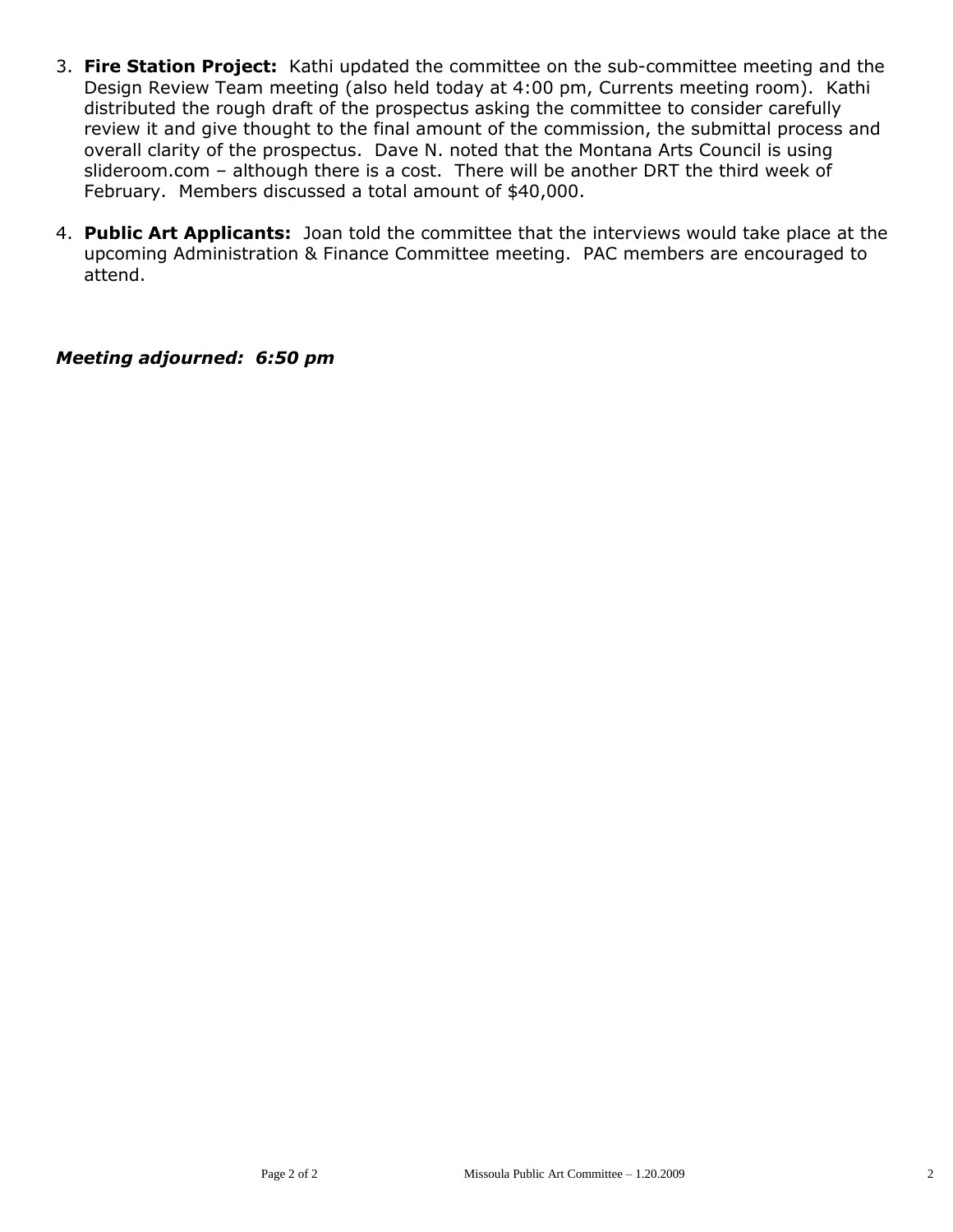3. **Fire Station Project:** Kathi updated the committee on the sub-committee meeting and the Design Review Team meeting (also held today at 4:00 pm, Currents meeting room). Kathi distributed the rough draft of the prospectus asking the committee to consider carefully review it and give thought to the final amount of the commission, the submittal process and overall clarity of the prospectus. Dave N. noted that the Montana Arts Council is using slideroom.com – although there is a cost. There will be another DRT the third week of February. Members discussed a total amount of $40,000.

4. **Public Art Applicants:** Joan told the committee that the interviews would take place at the upcoming Administration & Finance Committee meeting. PAC members are encouraged to attend.

***Meeting adjourned: 6:50 pm***